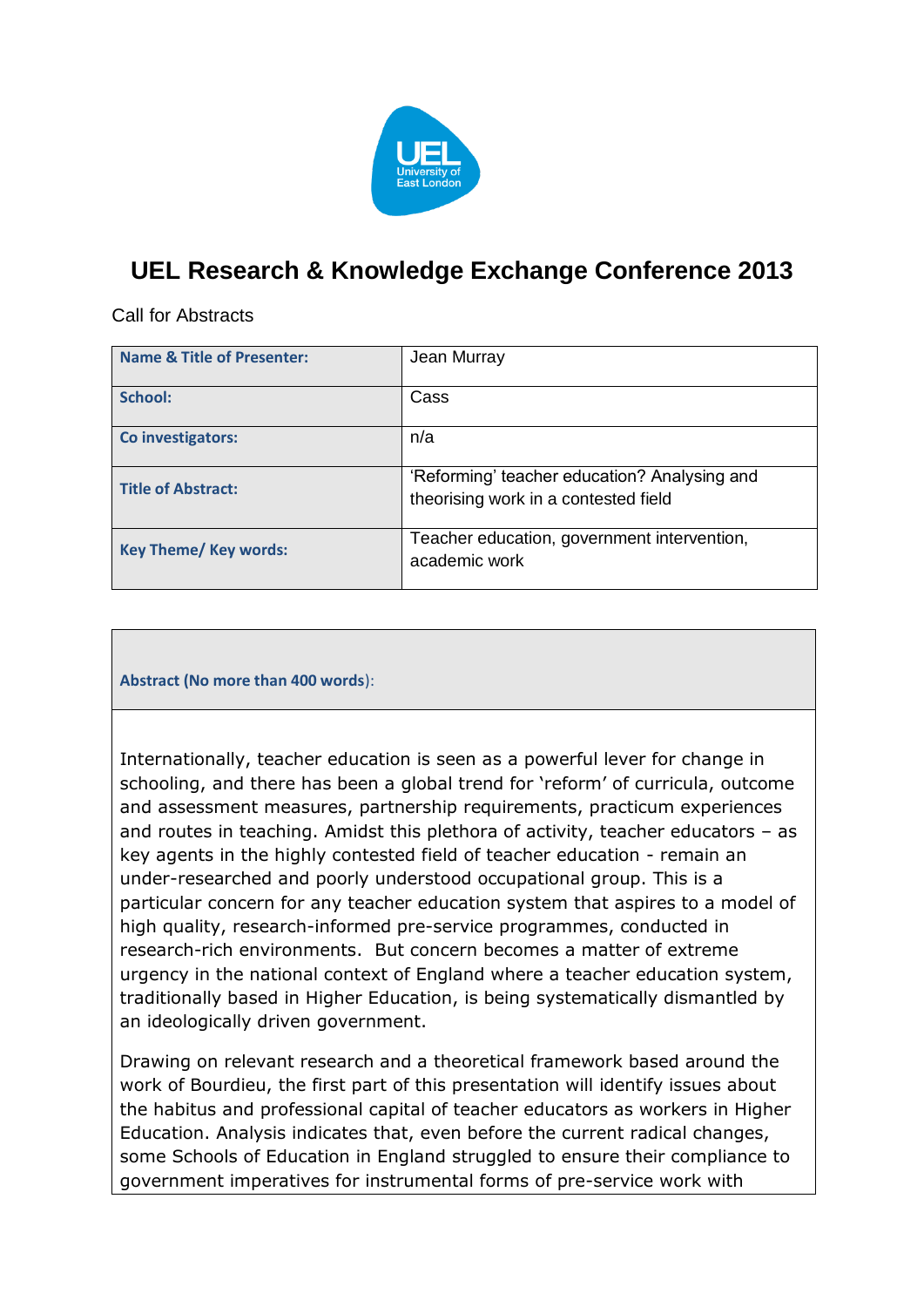# UEL Research & Knowledge Exchange Conference 2013

Call for Abstracts

| Name & Title of Presenter: | Jean Murray |
|---|---|
| School: | Cass |
| Co investigators: | n/a |
| Title of Abstract: | 'Reforming' teacher education? Analysing and theorising work in a contested field |
| Key Theme/ Key words: | Teacher education, government intervention, academic work |

**Abstract (No more than 400 words)**:

Internationally, teacher education is seen as a powerful lever for change in schooling, and there has been a global trend for 'reform' of curricula, outcome and assessment measures, partnership requirements, practicum experiences and routes in teaching. Amidst this plethora of activity, teacher educators – as key agents in the highly contested field of teacher education - remain an under-researched and poorly understood occupational group. This is a particular concern for any teacher education system that aspires to a model of high quality, research-informed pre-service programmes, conducted in research-rich environments. But concern becomes a matter of extreme urgency in the national context of England where a teacher education system, traditionally based in Higher Education, is being systematically dismantled by an ideologically driven government.

Drawing on relevant research and a theoretical framework based around the work of Bourdieu, the first part of this presentation will identify issues about the habitus and professional capital of teacher educators as workers in Higher Education. Analysis indicates that, even before the current radical changes, some Schools of Education in England struggled to ensure their compliance to government imperatives for instrumental forms of pre-service work with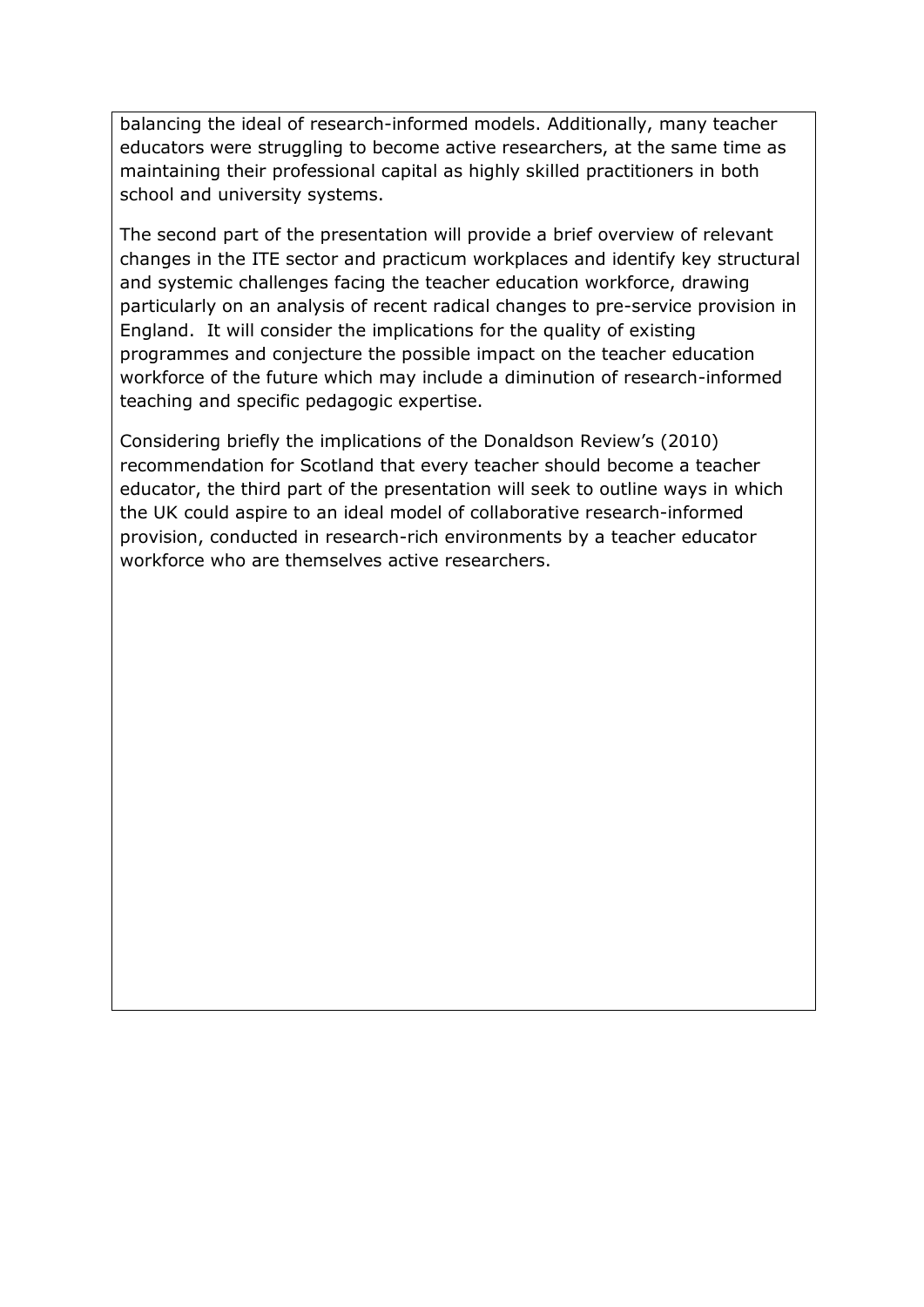balancing the ideal of research-informed models. Additionally, many teacher educators were struggling to become active researchers, at the same time as maintaining their professional capital as highly skilled practitioners in both school and university systems.

The second part of the presentation will provide a brief overview of relevant changes in the ITE sector and practicum workplaces and identify key structural and systemic challenges facing the teacher education workforce, drawing particularly on an analysis of recent radical changes to pre-service provision in England. It will consider the implications for the quality of existing programmes and conjecture the possible impact on the teacher education workforce of the future which may include a diminution of research-informed teaching and specific pedagogic expertise.

Considering briefly the implications of the Donaldson Review's (2010) recommendation for Scotland that every teacher should become a teacher educator, the third part of the presentation will seek to outline ways in which the UK could aspire to an ideal model of collaborative research-informed provision, conducted in research-rich environments by a teacher educator workforce who are themselves active researchers.